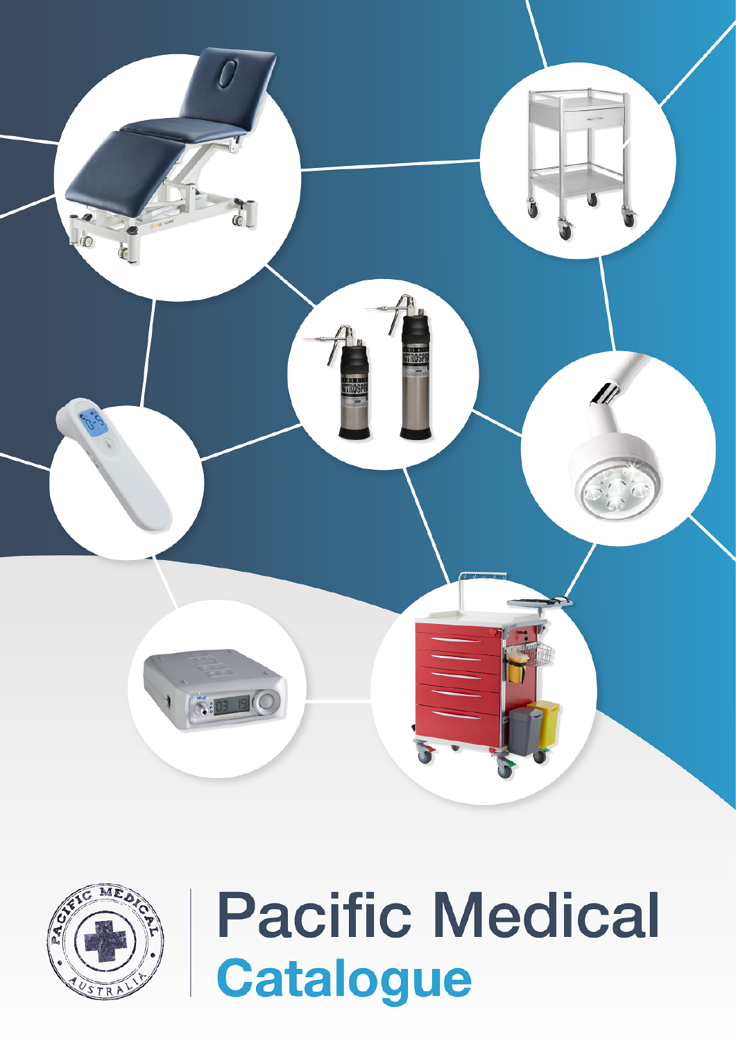# Pacific Medical
## Catalogue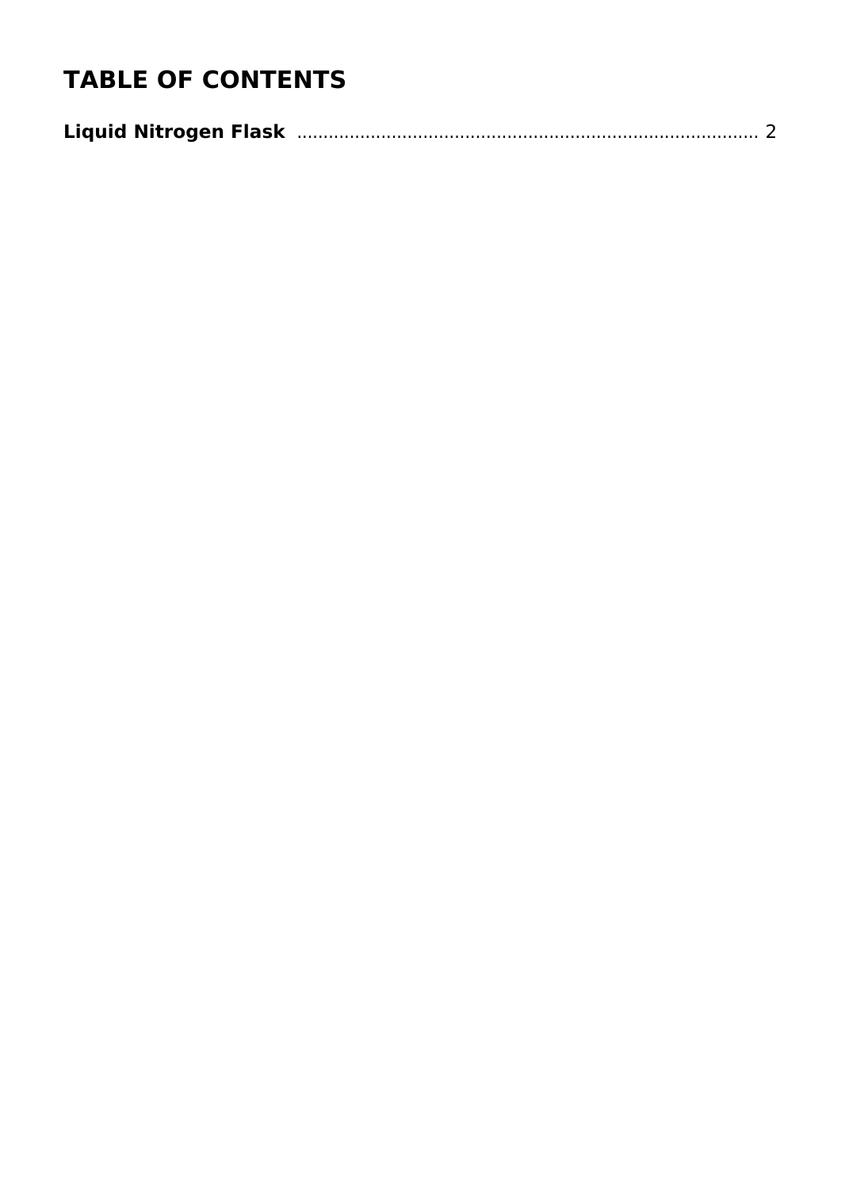# TABLE OF CONTENTS

**Liquid Nitrogen Flask** ........................................................................................ 2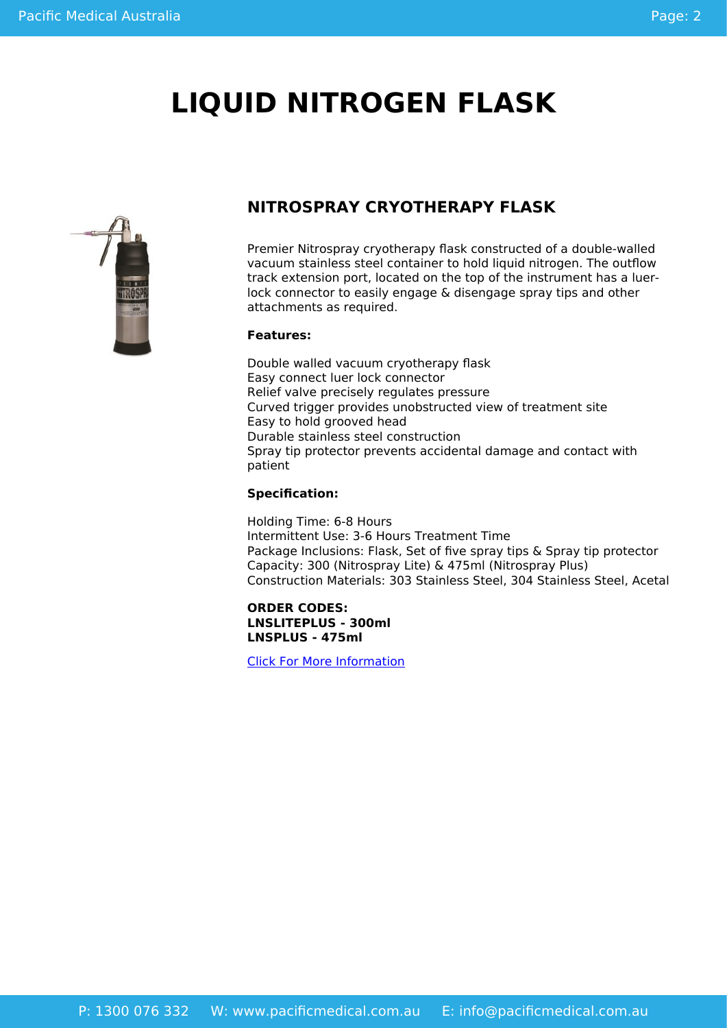# LIQUID NITROGEN FLASK

## NITROSPRAY CRYOTHERAPY FLASK

Premier Nitrospray cryotherapy flask constructed of a double-walled vacuum stainless steel container to hold liquid nitrogen. The outflow track extension port, located on the top of the instrument has a luer-lock connector to easily engage & disengage spray tips and other attachments as required.

**Features:**

Double walled vacuum cryotherapy flask
Easy connect luer lock connector
Relief valve precisely regulates pressure
Curved trigger provides unobstructed view of treatment site
Easy to hold grooved head
Durable stainless steel construction
Spray tip protector prevents accidental damage and contact with patient

**Specification:**

Holding Time: 6-8 Hours
Intermittent Use: 3-6 Hours Treatment Time
Package Inclusions: Flask, Set of five spray tips & Spray tip protector
Capacity: 300 (Nitrospray Lite) & 475ml (Nitrospray Plus)
Construction Materials: 303 Stainless Steel, 304 Stainless Steel, Acetal

**ORDER CODES:**
**LNSLITEPLUS - 300ml**
**LNSPLUS - 475ml**

Click For More Information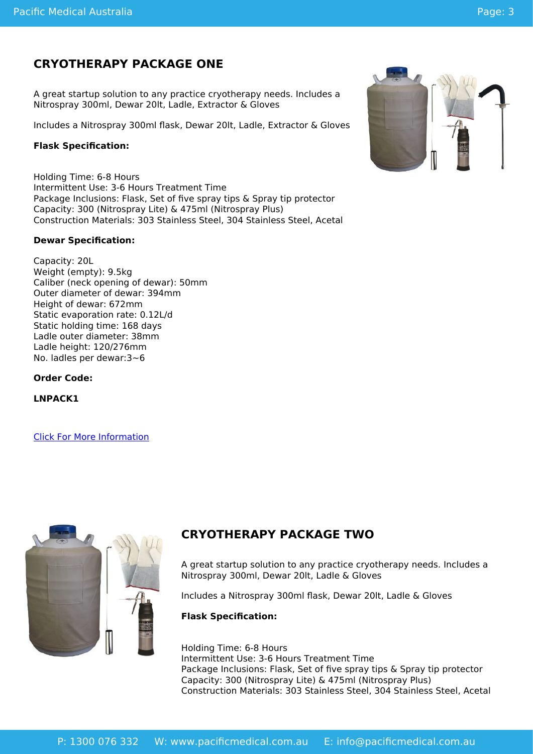## CRYOTHERAPY PACKAGE ONE

A great startup solution to any practice cryotherapy needs. Includes a Nitrospray 300ml, Dewar 20lt, Ladle, Extractor & Gloves

Includes a Nitrospray 300ml flask, Dewar 20lt, Ladle, Extractor & Gloves

**Flask Specification:**

Holding Time: 6-8 Hours
Intermittent Use: 3-6 Hours Treatment Time
Package Inclusions: Flask, Set of five spray tips & Spray tip protector
Capacity: 300 (Nitrospray Lite) & 475ml (Nitrospray Plus)
Construction Materials: 303 Stainless Steel, 304 Stainless Steel, Acetal

**Dewar Specification:**

Capacity: 20L
Weight (empty): 9.5kg
Caliber (neck opening of dewar): 50mm
Outer diameter of dewar: 394mm
Height of dewar: 672mm
Static evaporation rate: 0.12L/d
Static holding time: 168 days
Ladle outer diameter: 38mm
Ladle height: 120/276mm
No. ladles per dewar:3~6

**Order Code:**

**LNPACK1**

Click For More Information

## CRYOTHERAPY PACKAGE TWO

A great startup solution to any practice cryotherapy needs. Includes a Nitrospray 300ml, Dewar 20lt, Ladle & Gloves

Includes a Nitrospray 300ml flask, Dewar 20lt, Ladle & Gloves

**Flask Specification:**

Holding Time: 6-8 Hours
Intermittent Use: 3-6 Hours Treatment Time
Package Inclusions: Flask, Set of five spray tips & Spray tip protector
Capacity: 300 (Nitrospray Lite) & 475ml (Nitrospray Plus)
Construction Materials: 303 Stainless Steel, 304 Stainless Steel, Acetal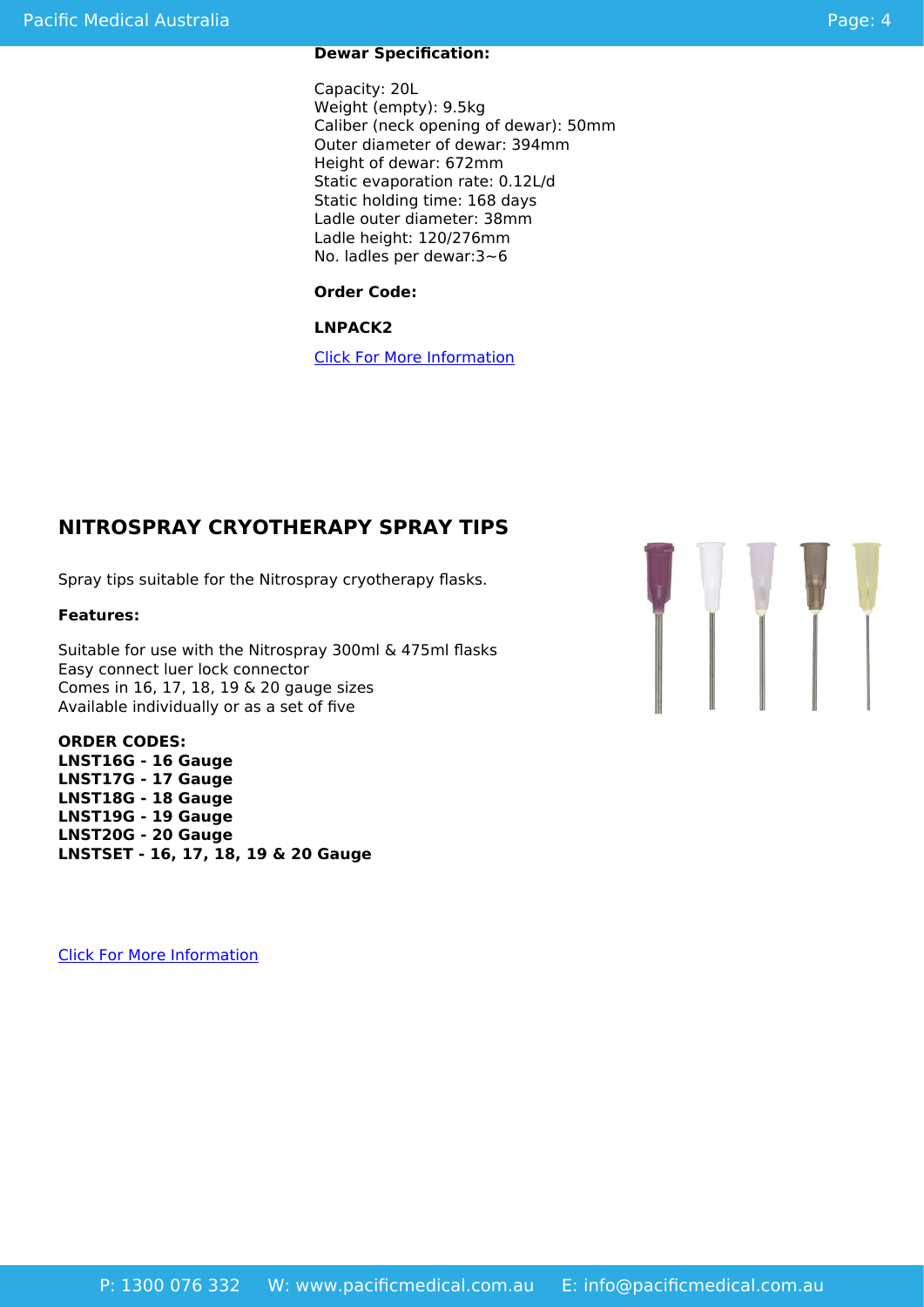**Dewar Specification:**

Capacity: 20L
Weight (empty): 9.5kg
Caliber (neck opening of dewar): 50mm
Outer diameter of dewar: 394mm
Height of dewar: 672mm
Static evaporation rate: 0.12L/d
Static holding time: 168 days
Ladle outer diameter: 38mm
Ladle height: 120/276mm
No. ladles per dewar:3~6

**Order Code:**

**LNPACK2**

Click For More Information

## NITROSPRAY CRYOTHERAPY SPRAY TIPS

Spray tips suitable for the Nitrospray cryotherapy flasks.

**Features:**

Suitable for use with the Nitrospray 300ml & 475ml flasks
Easy connect luer lock connector
Comes in 16, 17, 18, 19 & 20 gauge sizes
Available individually or as a set of five

**ORDER CODES:**
**LNST16G - 16 Gauge**
**LNST17G - 17 Gauge**
**LNST18G - 18 Gauge**
**LNST19G - 19 Gauge**
**LNST20G - 20 Gauge**
**LNSTSET - 16, 17, 18, 19 & 20 Gauge**

Click For More Information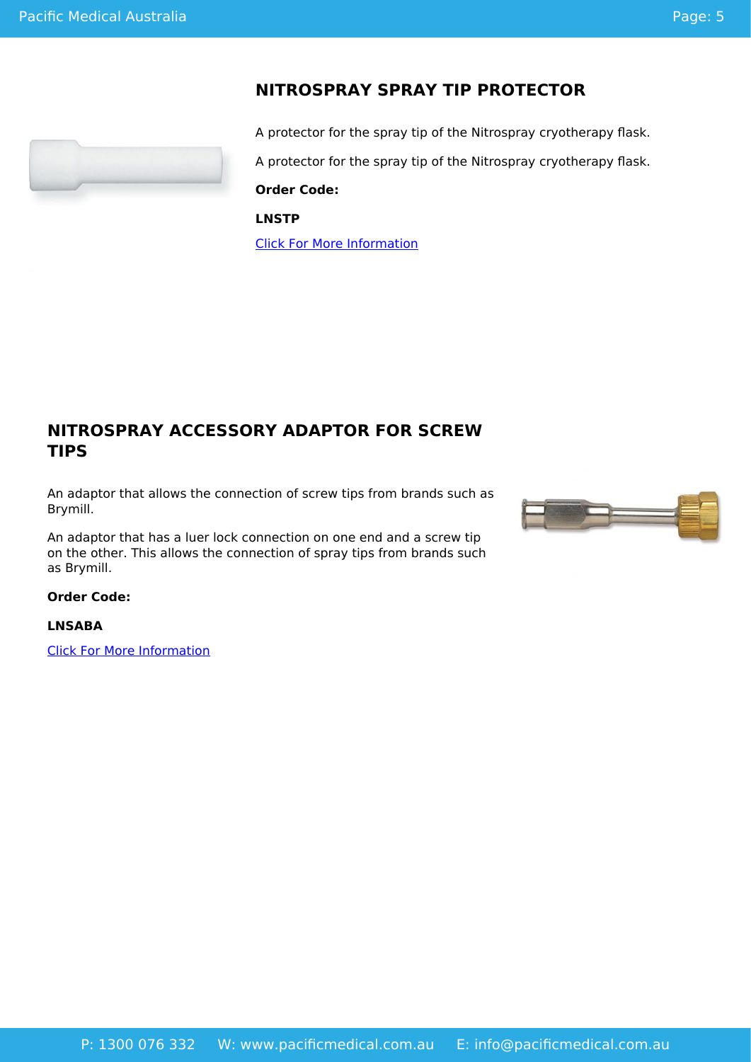## NITROSPRAY SPRAY TIP PROTECTOR

A protector for the spray tip of the Nitrospray cryotherapy flask.

A protector for the spray tip of the Nitrospray cryotherapy flask.

**Order Code:**

**LNSTP**

Click For More Information

## NITROSPRAY ACCESSORY ADAPTOR FOR SCREW TIPS

An adaptor that allows the connection of screw tips from brands such as Brymill.

An adaptor that has a luer lock connection on one end and a screw tip on the other. This allows the connection of spray tips from brands such as Brymill.

**Order Code:**

**LNSABA**

Click For More Information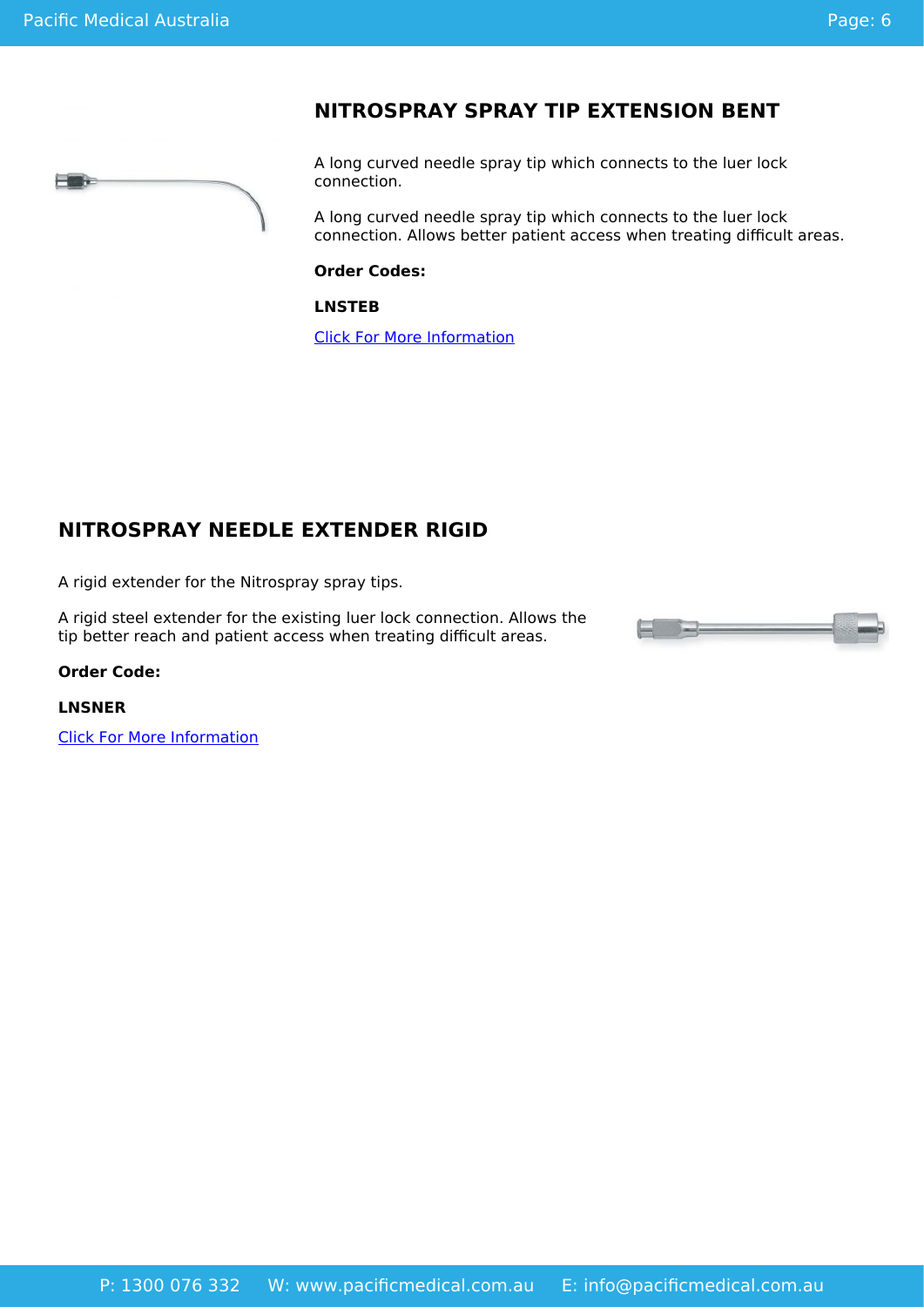## NITROSPRAY SPRAY TIP EXTENSION BENT

A long curved needle spray tip which connects to the luer lock connection.

A long curved needle spray tip which connects to the luer lock connection. Allows better patient access when treating difficult areas.

**Order Codes:**

**LNSTEB**

Click For More Information

## NITROSPRAY NEEDLE EXTENDER RIGID

A rigid extender for the Nitrospray spray tips.

A rigid steel extender for the existing luer lock connection. Allows the tip better reach and patient access when treating difficult areas.

**Order Code:**

**LNSNER**

Click For More Information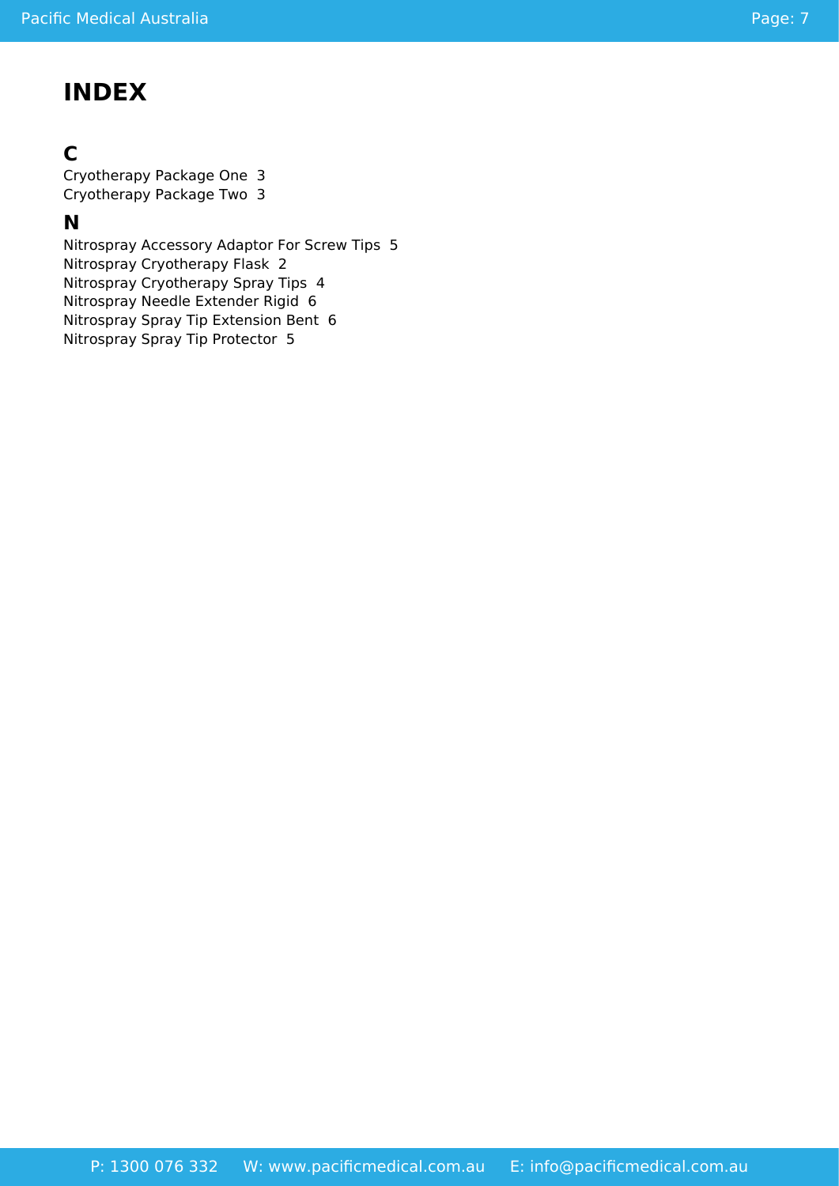# INDEX

## C

Cryotherapy Package One  3
Cryotherapy Package Two  3

## N

Nitrospray Accessory Adaptor For Screw Tips  5
Nitrospray Cryotherapy Flask  2
Nitrospray Cryotherapy Spray Tips  4
Nitrospray Needle Extender Rigid  6
Nitrospray Spray Tip Extension Bent  6
Nitrospray Spray Tip Protector  5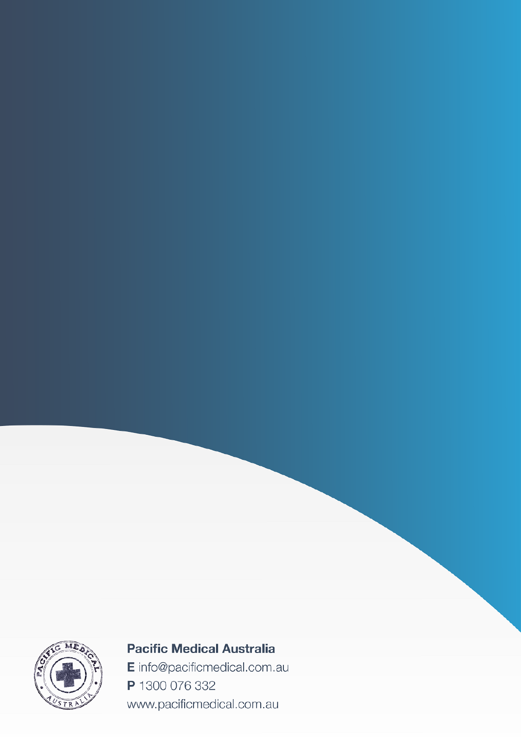**Pacific Medical Australia**

**E** info@pacificmedical.com.au

**P** 1300 076 332

www.pacificmedical.com.au